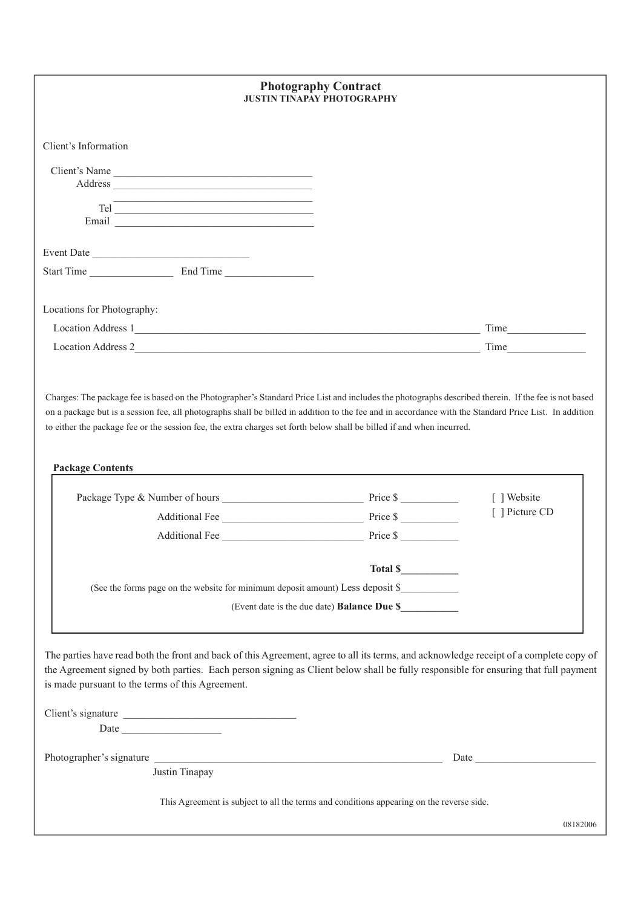# Photography Contract

**JUSTIN TINAPAY PHOTOGRAPHY**

Client's Information

Client's Name ____________________________________

Address ____________________________________

____________________________________

Tel ____________________________________

Email ____________________________________

Event Date ______________________________

Start Time ________________ End Time ________________

Locations for Photography:

Location Address 1__________________________________________________________________ Time_______________

Location Address 2__________________________________________________________________ Time_______________

Charges: The package fee is based on the Photographer's Standard Price List and includes the photographs described therein. If the fee is not based on a package but is a session fee, all photographs shall be billed in addition to the fee and in accordance with the Standard Price List. In addition to either the package fee or the session fee, the extra charges set forth below shall be billed if and when incurred.

**Package Contents**

Package Type & Number of hours ___________________________ Price $ ___________

Additional Fee ___________________________ Price $ ___________

Additional Fee ___________________________ Price $ ___________

[ ] Website

[ ] Picture CD

**Total $___________**

(See the forms page on the website for minimum deposit amount) Less deposit $___________

(Event date is the due date) **Balance Due $___________**

The parties have read both the front and back of this Agreement, agree to all its terms, and acknowledge receipt of a complete copy of the Agreement signed by both parties. Each person signing as Client below shall be fully responsible for ensuring that full payment is made pursuant to the terms of this Agreement.

Client's signature ________________________________

Date ___________________

Photographer's signature ________________________________________________________ Date ______________________

Justin Tinapay

This Agreement is subject to all the terms and conditions appearing on the reverse side.

08182006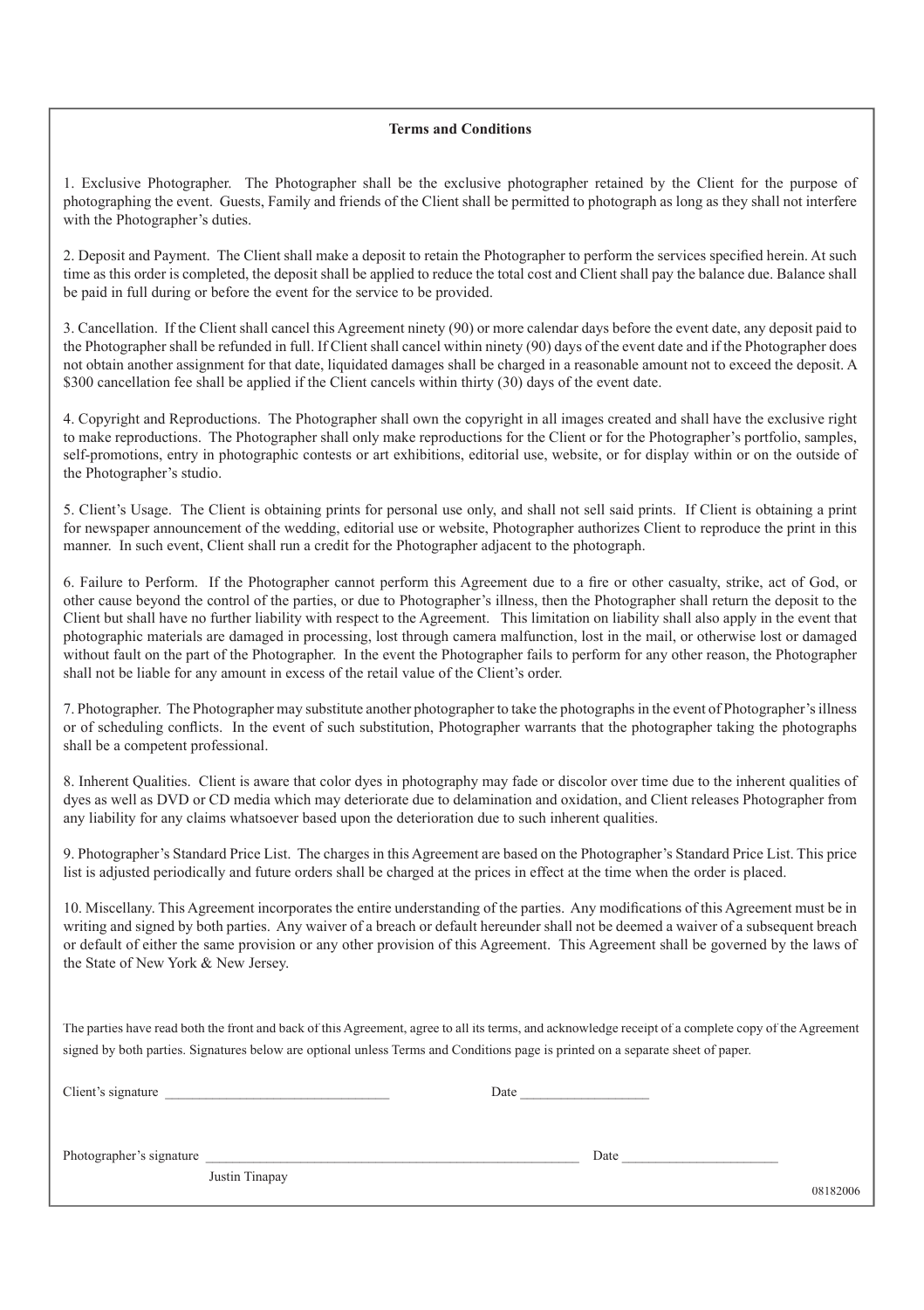## Terms and Conditions

1. Exclusive Photographer. The Photographer shall be the exclusive photographer retained by the Client for the purpose of photographing the event. Guests, Family and friends of the Client shall be permitted to photograph as long as they shall not interfere with the Photographer's duties.

2. Deposit and Payment. The Client shall make a deposit to retain the Photographer to perform the services specified herein. At such time as this order is completed, the deposit shall be applied to reduce the total cost and Client shall pay the balance due. Balance shall be paid in full during or before the event for the service to be provided.

3. Cancellation. If the Client shall cancel this Agreement ninety (90) or more calendar days before the event date, any deposit paid to the Photographer shall be refunded in full. If Client shall cancel within ninety (90) days of the event date and if the Photographer does not obtain another assignment for that date, liquidated damages shall be charged in a reasonable amount not to exceed the deposit. A $300 cancellation fee shall be applied if the Client cancels within thirty (30) days of the event date.

4. Copyright and Reproductions. The Photographer shall own the copyright in all images created and shall have the exclusive right to make reproductions. The Photographer shall only make reproductions for the Client or for the Photographer's portfolio, samples, self-promotions, entry in photographic contests or art exhibitions, editorial use, website, or for display within or on the outside of the Photographer's studio.

5. Client's Usage. The Client is obtaining prints for personal use only, and shall not sell said prints. If Client is obtaining a print for newspaper announcement of the wedding, editorial use or website, Photographer authorizes Client to reproduce the print in this manner. In such event, Client shall run a credit for the Photographer adjacent to the photograph.

6. Failure to Perform. If the Photographer cannot perform this Agreement due to a fire or other casualty, strike, act of God, or other cause beyond the control of the parties, or due to Photographer's illness, then the Photographer shall return the deposit to the Client but shall have no further liability with respect to the Agreement. This limitation on liability shall also apply in the event that photographic materials are damaged in processing, lost through camera malfunction, lost in the mail, or otherwise lost or damaged without fault on the part of the Photographer. In the event the Photographer fails to perform for any other reason, the Photographer shall not be liable for any amount in excess of the retail value of the Client's order.

7. Photographer. The Photographer may substitute another photographer to take the photographs in the event of Photographer's illness or of scheduling conflicts. In the event of such substitution, Photographer warrants that the photographer taking the photographs shall be a competent professional.

8. Inherent Qualities. Client is aware that color dyes in photography may fade or discolor over time due to the inherent qualities of dyes as well as DVD or CD media which may deteriorate due to delamination and oxidation, and Client releases Photographer from any liability for any claims whatsoever based upon the deterioration due to such inherent qualities.

9. Photographer's Standard Price List. The charges in this Agreement are based on the Photographer's Standard Price List. This price list is adjusted periodically and future orders shall be charged at the prices in effect at the time when the order is placed.

10. Miscellany. This Agreement incorporates the entire understanding of the parties. Any modifications of this Agreement must be in writing and signed by both parties. Any waiver of a breach or default hereunder shall not be deemed a waiver of a subsequent breach or default of either the same provision or any other provision of this Agreement. This Agreement shall be governed by the laws of the State of New York & New Jersey.

The parties have read both the front and back of this Agreement, agree to all its terms, and acknowledge receipt of a complete copy of the Agreement signed by both parties. Signatures below are optional unless Terms and Conditions page is printed on a separate sheet of paper.

Client's signature ________________________________ Date __________________

Photographer's signature ________________________________________________________ Date ______________________

Justin Tinapay

08182006